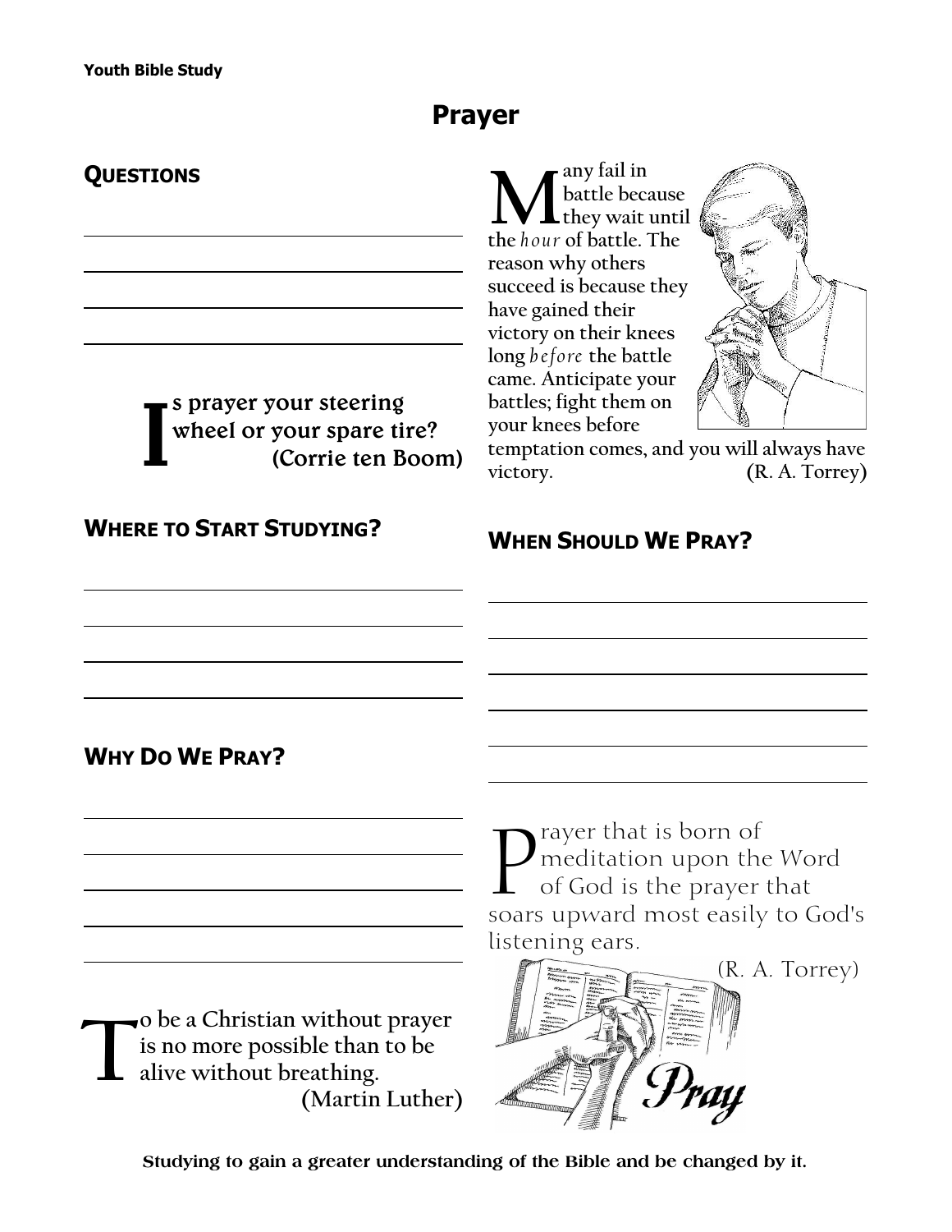# Prayer

## Questions

Is prayer your steering wheel or your spare tire? (Corrie ten Boom)

## Where to Start Studying?

## Why Do We Pray?

To be a Christian without prayer is no more possible than to be alive without breathing. (Martin Luther)

Many fail in battle because they wait until the *hour* of battle. The reason why others succeed is because they have gained their victory on their knees long *before* the battle came. Anticipate your battles; fight them on your knees before temptation comes, and you will always have victory. (R. A. Torrey)

## When Should We Pray?

Prayer that is born of meditation upon the Word of God is the prayer that soars upward most easily to God's listening ears. (R. A. Torrey)

Pray

Studying to gain a greater understanding of the Bible and be changed by it.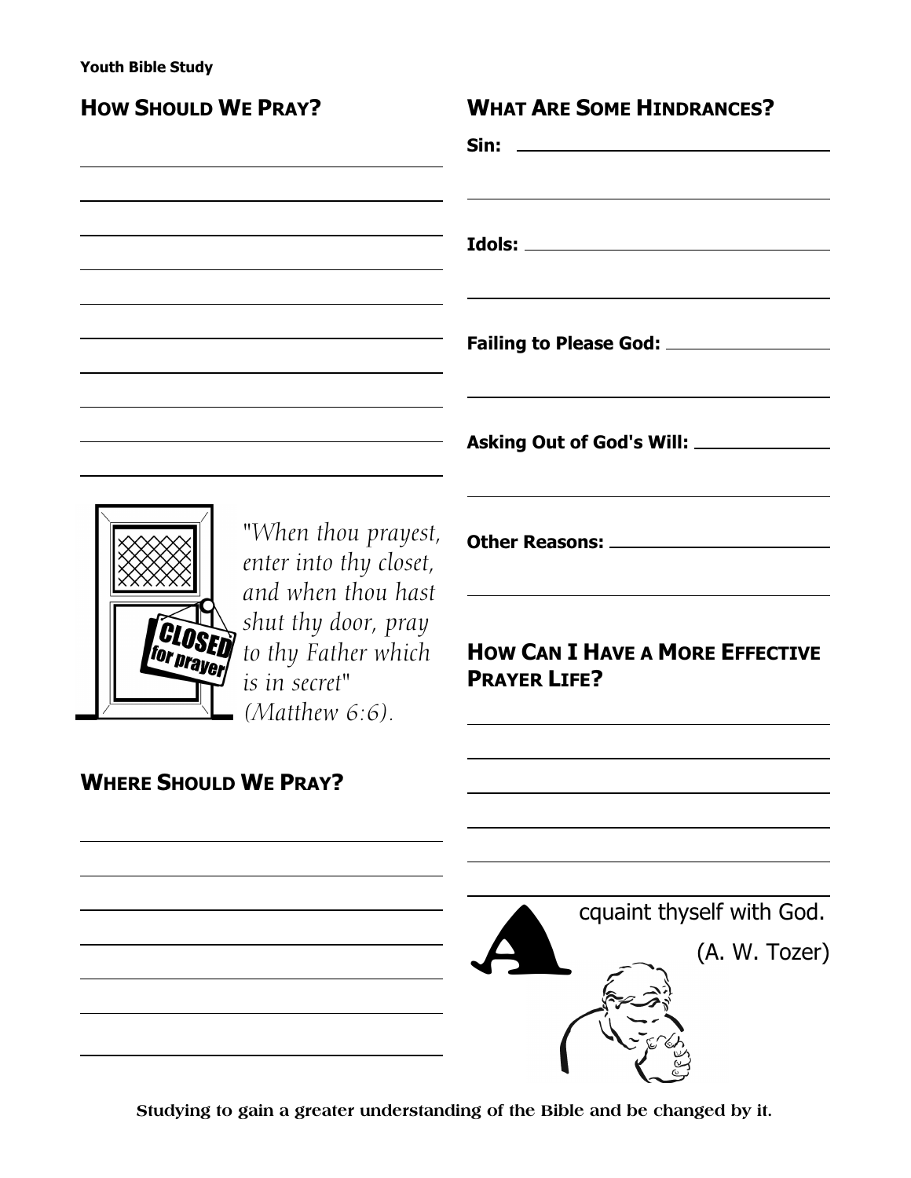## How Should We Pray?

"When thou prayest, enter into thy closet, and when thou hast shut thy door, pray to thy Father which is in secret" (Matthew 6:6).

## Where Should We Pray?

## What Are Some Hindrances?

**Sin:**

**Idols:**

**Failing to Please God:**

**Asking Out of God's Will:**

**Other Reasons:**

## How Can I Have a More Effective Prayer Life?

Acquaint thyself with God.

(A. W. Tozer)

Studying to gain a greater understanding of the Bible and be changed by it.